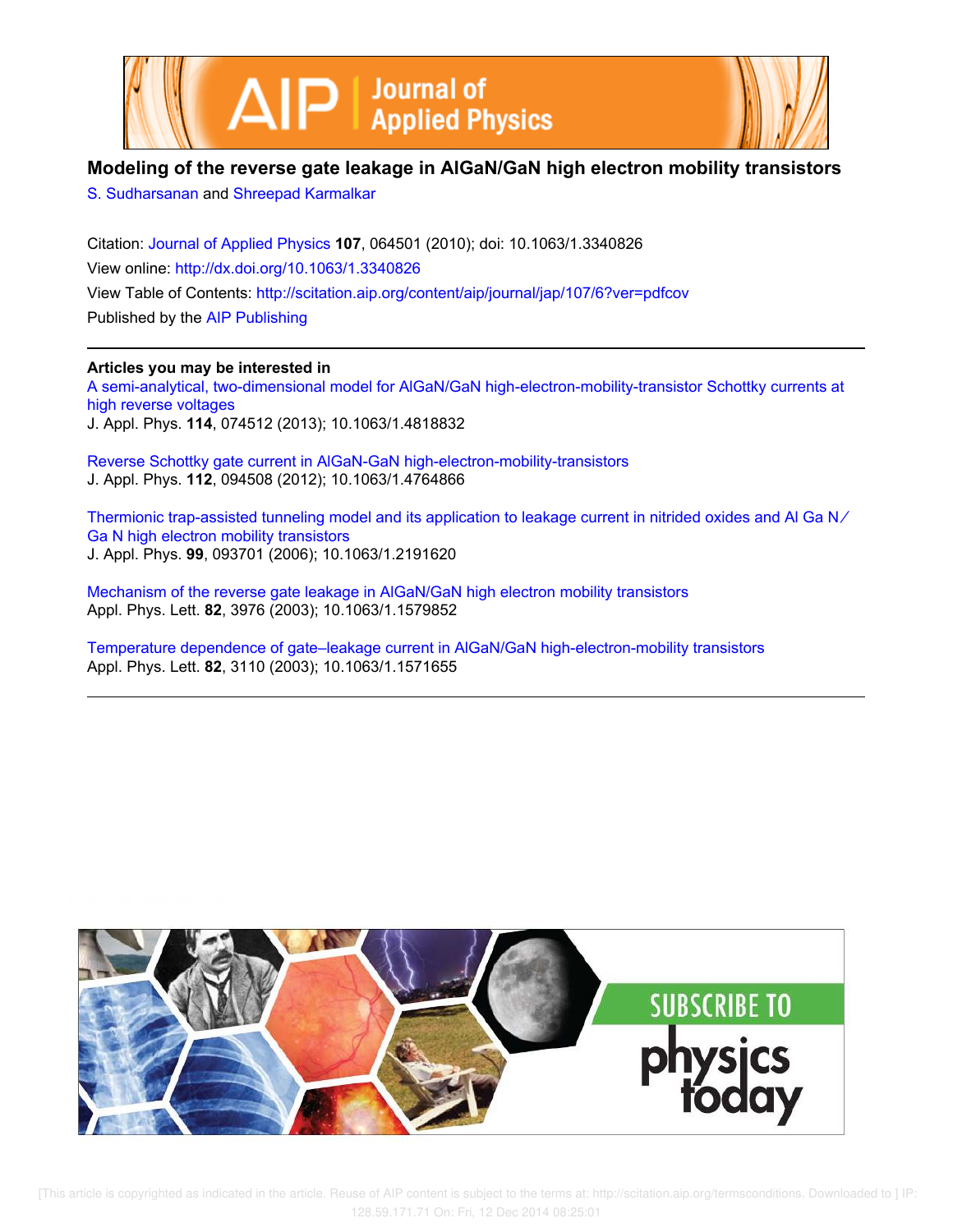# Modeling of the reverse gate leakage in AlGaN/GaN high electron mobility transistors

S. Sudharsanan and Shreepad Karmalkar

Citation: Journal of Applied Physics **107**, 064501 (2010); doi: 10.1063/1.3340826

View online: http://dx.doi.org/10.1063/1.3340826

View Table of Contents: http://scitation.aip.org/content/aip/journal/jap/107/6?ver=pdfcov

Published by the AIP Publishing

---

**Articles you may be interested in**

A semi-analytical, two-dimensional model for AlGaN/GaN high-electron-mobility-transistor Schottky currents at high reverse voltages
J. Appl. Phys. **114**, 074512 (2013); 10.1063/1.4818832

Reverse Schottky gate current in AlGaN-GaN high-electron-mobility-transistors
J. Appl. Phys. **112**, 094508 (2012); 10.1063/1.4764866

Thermionic trap-assisted tunneling model and its application to leakage current in nitrided oxides and Al Ga N/Ga N high electron mobility transistors
J. Appl. Phys. **99**, 093701 (2006); 10.1063/1.2191620

Mechanism of the reverse gate leakage in AlGaN/GaN high electron mobility transistors
Appl. Phys. Lett. **82**, 3976 (2003); 10.1063/1.1579852

Temperature dependence of gate–leakage current in AlGaN/GaN high-electron-mobility transistors
Appl. Phys. Lett. **82**, 3110 (2003); 10.1063/1.1571655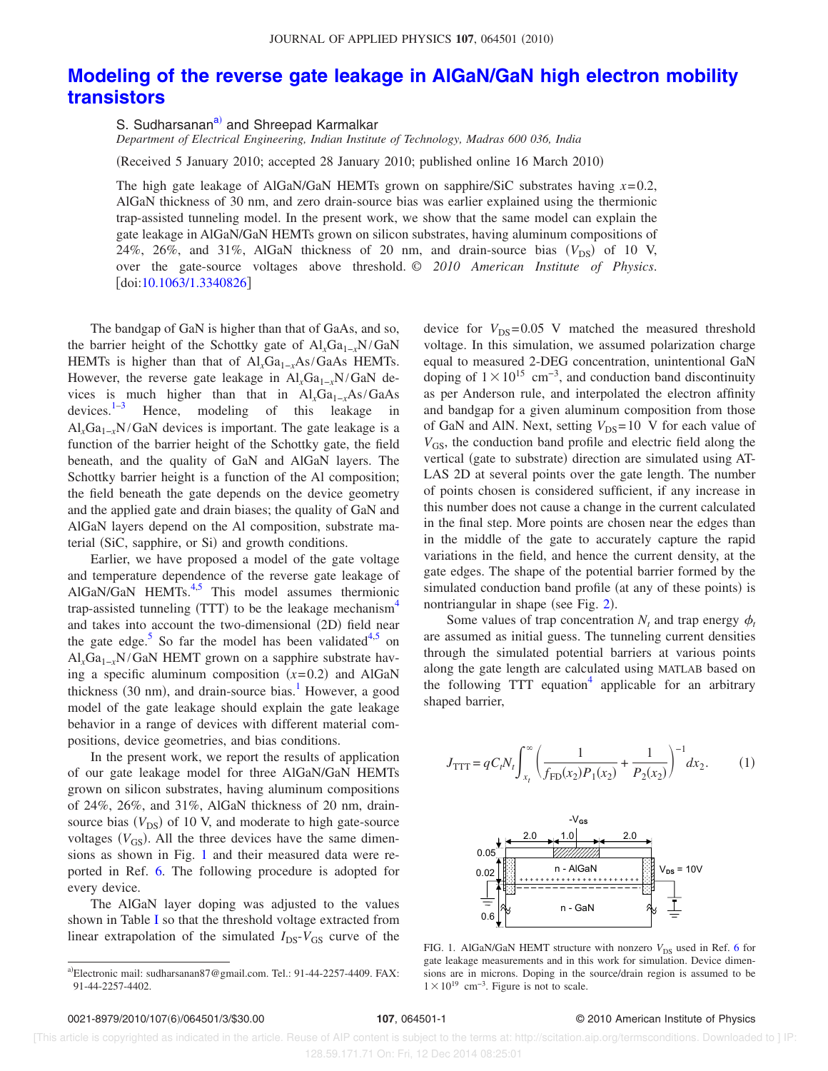# Modeling of the reverse gate leakage in AlGaN/GaN high electron mobility transistors

S. Sudharsanan[a] and Shreepad Karmalkar

*Department of Electrical Engineering, Indian Institute of Technology, Madras 600 036, India*

(Received 5 January 2010; accepted 28 January 2010; published online 16 March 2010)

The high gate leakage of AlGaN/GaN HEMTs grown on sapphire/SiC substrates having $x=0.2$, AlGaN thickness of 30 nm, and zero drain-source bias was earlier explained using the thermionic trap-assisted tunneling model. In the present work, we show that the same model can explain the gate leakage in AlGaN/GaN HEMTs grown on silicon substrates, having aluminum compositions of 24%, 26%, and 31%, AlGaN thickness of 20 nm, and drain-source bias ($V_{DS}$) of 10 V, over the gate-source voltages above threshold. © *2010 American Institute of Physics.* [doi:10.1063/1.3340826]

The bandgap of GaN is higher than that of GaAs, and so, the barrier height of the Schottky gate of $Al_xGa_{1-x}N/GaN$ HEMTs is higher than that of $Al_xGa_{1-x}As/GaAs$ HEMTs. However, the reverse gate leakage in $Al_xGa_{1-x}N/GaN$ devices is much higher than that in $Al_xGa_{1-x}As/GaAs$ devices.[1–3] Hence, modeling of this leakage in $Al_xGa_{1-x}N/GaN$ devices is important. The gate leakage is a function of the barrier height of the Schottky gate, the field beneath, and the quality of GaN and AlGaN layers. The Schottky barrier height is a function of the Al composition; the field beneath the gate depends on the device geometry and the applied gate and drain biases; the quality of GaN and AlGaN layers depend on the Al composition, substrate material (SiC, sapphire, or Si) and growth conditions.

Earlier, we have proposed a model of the gate voltage and temperature dependence of the reverse gate leakage of AlGaN/GaN HEMTs.[4,5] This model assumes thermionic trap-assisted tunneling (TTT) to be the leakage mechanism[4] and takes into account the two-dimensional (2D) field near the gate edge.[5] So far the model has been validated[4,5] on $Al_xGa_{1-x}N/GaN$ HEMT grown on a sapphire substrate having a specific aluminum composition ($x=0.2$) and AlGaN thickness (30 nm), and drain-source bias.[1] However, a good model of the gate leakage should explain the gate leakage behavior in a range of devices with different material compositions, device geometries, and bias conditions.

In the present work, we report the results of application of our gate leakage model for three AlGaN/GaN HEMTs grown on silicon substrates, having aluminum compositions of 24%, 26%, and 31%, AlGaN thickness of 20 nm, drain-source bias ($V_{DS}$) of 10 V, and moderate to high gate-source voltages ($V_{GS}$). All the three devices have the same dimensions as shown in Fig. 1 and their measured data were reported in Ref. 6. The following procedure is adopted for every device.

The AlGaN layer doping was adjusted to the values shown in Table I so that the threshold voltage extracted from linear extrapolation of the simulated $I_{DS}$-$V_{GS}$ curve of the device for $V_{DS}=0.05$ V matched the measured threshold voltage. In this simulation, we assumed polarization charge equal to measured 2-DEG concentration, unintentional GaN doping of $1\times10^{15}$ cm$^{-3}$, and conduction band discontinuity as per Anderson rule, and interpolated the electron affinity and bandgap for a given aluminum composition from those of GaN and AlN. Next, setting $V_{DS}=10$ V for each value of $V_{GS}$, the conduction band profile and electric field along the vertical (gate to substrate) direction are simulated using ATLAS 2D at several points over the gate length. The number of points chosen is considered sufficient, if any increase in this number does not cause a change in the current calculated in the final step. More points are chosen near the edges than in the middle of the gate to accurately capture the rapid variations in the field, and hence the current density, at the gate edges. The shape of the potential barrier formed by the simulated conduction band profile (at any of these points) is nontriangular in shape (see Fig. 2).

Some values of trap concentration $N_t$ and trap energy $\phi_t$ are assumed as initial guess. The tunneling current densities through the simulated potential barriers at various points along the gate length are calculated using MATLAB based on the following TTT equation[4] applicable for an arbitrary shaped barrier,

$$J_{\rm TTT} = qC_tN_t\int_{x_t}^{\infty}\left(\frac{1}{f_{\rm FD}(x_2)P_1(x_2)}+\frac{1}{P_2(x_2)}\right)^{-1}dx_2. \qquad (1)$$

FIG. 1. AlGaN/GaN HEMT structure with nonzero $V_{DS}$ used in Ref. 6 for gate leakage measurements and in this work for simulation. Device dimensions are in microns. Doping in the source/drain region is assumed to be $1\times10^{19}$ cm$^{-3}$. Figure is not to scale.

---

[a] Electronic mail: sudharsanan87@gmail.com. Tel.: 91-44-2257-4409. FAX: 91-44-2257-4402.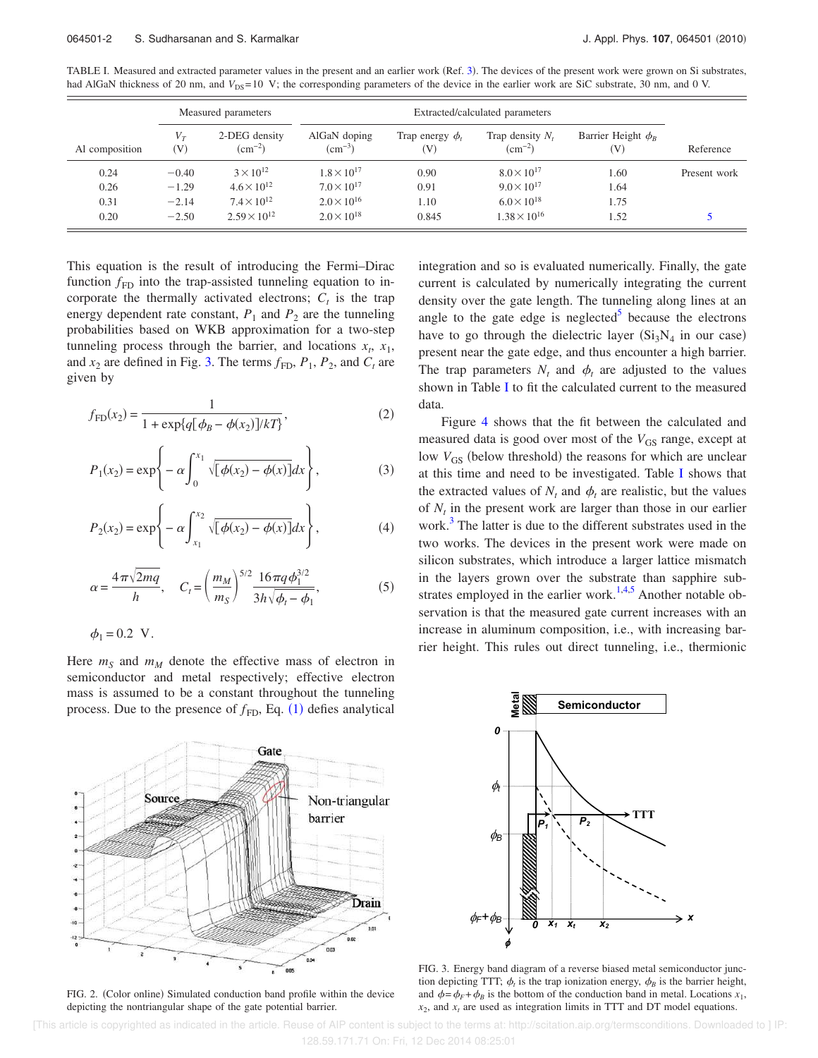TABLE I. Measured and extracted parameter values in the present and an earlier work (Ref. 3). The devices of the present work were grown on Si substrates, had AlGaN thickness of 20 nm, and $V_{DS}=10$ V; the corresponding parameters of the device in the earlier work are SiC substrate, 30 nm, and 0 V.

| | Measured parameters | | Extracted/calculated parameters | | | | |
|---|---|---|---|---|---|---|---|
| Al composition | $V_T$ (V) | 2-DEG density ($cm^{-2}$) | AlGaN doping ($cm^{-3}$) | Trap energy $\phi_t$ (V) | Trap density $N_t$ ($cm^{-2}$) | Barrier Height $\phi_B$ (V) | Reference |
| 0.24 | −0.40 | $3\times10^{12}$ | $1.8\times10^{17}$ | 0.90 | $8.0\times10^{17}$ | 1.60 | Present work |
| 0.26 | −1.29 | $4.6\times10^{12}$ | $7.0\times10^{17}$ | 0.91 | $9.0\times10^{17}$ | 1.64 | |
| 0.31 | −2.14 | $7.4\times10^{12}$ | $2.0\times10^{16}$ | 1.10 | $6.0\times10^{18}$ | 1.75 | |
| 0.20 | −2.50 | $2.59\times10^{12}$ | $2.0\times10^{18}$ | 0.845 | $1.38\times10^{16}$ | 1.52 | 5 |

This equation is the result of introducing the Fermi–Dirac function $f_{FD}$ into the trap-assisted tunneling equation to incorporate the thermally activated electrons; $C_t$ is the trap energy dependent rate constant, $P_1$ and $P_2$ are the tunneling probabilities based on WKB approximation for a two-step tunneling process through the barrier, and locations $x_t$, $x_1$, and $x_2$ are defined in Fig. 3. The terms $f_{FD}$, $P_1$, $P_2$, and $C_t$ are given by

$$f_{FD}(x_2)=\frac{1}{1+\exp\{q[\phi_B-\phi(x_2)]/kT\}}, \tag{2}$$

$$P_1(x_2)=\exp\left\{-\alpha\int_0^{x_1}\sqrt{[\phi(x_2)-\phi(x)]}dx\right\}, \tag{3}$$

$$P_2(x_2)=\exp\left\{-\alpha\int_{x_1}^{x_2}\sqrt{[\phi(x_2)-\phi(x)]}dx\right\}, \tag{4}$$

$$\alpha=\frac{4\pi\sqrt{2mq}}{h},\quad C_t=\left(\frac{m_M}{m_S}\right)^{5/2}\frac{16\pi q\phi_1^{3/2}}{3h\sqrt{\phi_t-\phi_1}}, \tag{5}$$

$$\phi_1=0.2\ \text{V}.$$

Here $m_S$ and $m_M$ denote the effective mass of electron in semiconductor and metal respectively; effective electron mass is assumed to be a constant throughout the tunneling process. Due to the presence of $f_{FD}$, Eq. (1) defies analytical integration and so is evaluated numerically. Finally, the gate current is calculated by numerically integrating the current density over the gate length. The tunneling along lines at an angle to the gate edge is neglected[5] because the electrons have to go through the dielectric layer ($Si_3N_4$ in our case) present near the gate edge, and thus encounter a high barrier. The trap parameters $N_t$ and $\phi_t$ are adjusted to the values shown in Table I to fit the calculated current to the measured data.

Figure 4 shows that the fit between the calculated and measured data is good over most of the $V_{GS}$ range, except at low $V_{GS}$ (below threshold) the reasons for which are unclear at this time and need to be investigated. Table I shows that the extracted values of $N_t$ and $\phi_t$ are realistic, but the values of $N_t$ in the present work are larger than those in our earlier work.[3] The latter is due to the different substrates used in the two works. The devices in the present work were made on silicon substrates, which introduce a larger lattice mismatch in the layers grown over the substrate than sapphire substrates employed in the earlier work.[1,4,5] Another notable observation is that the measured gate current increases with an increase in aluminum composition, i.e., with increasing barrier height. This rules out direct tunneling, i.e., thermionic

FIG. 2. (Color online) Simulated conduction band profile within the device depicting the nontriangular shape of the gate potential barrier.

FIG. 3. Energy band diagram of a reverse biased metal semiconductor junction depicting TTT; $\phi_t$ is the trap ionization energy, $\phi_B$ is the barrier height, and $\phi=\phi_F+\phi_B$ is the bottom of the conduction band in metal. Locations $x_1$, $x_2$, and $x_t$ are used as integration limits in TTT and DT model equations.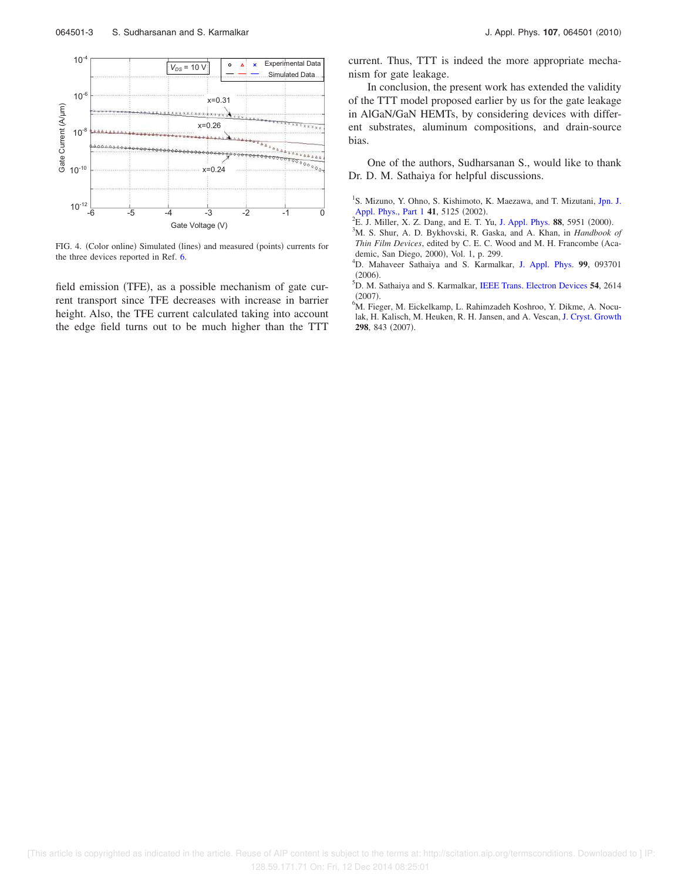$V_{DS}$ = 10 V

Experimental Data

Simulated Data

x=0.31

x=0.26

x=0.24

Gate Current (A/μm)

Gate Voltage (V)

FIG. 4. (Color online) Simulated (lines) and measured (points) currents for the three devices reported in Ref. 6.

field emission (TFE), as a possible mechanism of gate current transport since TFE decreases with increase in barrier height. Also, the TFE current calculated taking into account the edge field turns out to be much higher than the TTT current. Thus, TTT is indeed the more appropriate mechanism for gate leakage.

In conclusion, the present work has extended the validity of the TTT model proposed earlier by us for the gate leakage in AlGaN/GaN HEMTs, by considering devices with different substrates, aluminum compositions, and drain-source bias.

One of the authors, Sudharsanan S., would like to thank Dr. D. M. Sathaiya for helpful discussions.

[1] S. Mizuno, Y. Ohno, S. Kishimoto, K. Maezawa, and T. Mizutani, Jpn. J. Appl. Phys., Part 1 **41**, 5125 (2002).

[2] E. J. Miller, X. Z. Dang, and E. T. Yu, J. Appl. Phys. **88**, 5951 (2000).

[3] M. S. Shur, A. D. Bykhovski, R. Gaska, and A. Khan, in *Handbook of Thin Film Devices*, edited by C. E. C. Wood and M. H. Francombe (Academic, San Diego, 2000), Vol. 1, p. 299.

[4] D. Mahaveer Sathaiya and S. Karmalkar, J. Appl. Phys. **99**, 093701 (2006).

[5] D. M. Sathaiya and S. Karmalkar, IEEE Trans. Electron Devices **54**, 2614 (2007).

[6] M. Fieger, M. Eickelkamp, L. Rahimzadeh Koshroo, Y. Dikme, A. Noculak, H. Kalisch, M. Heuken, R. H. Jansen, and A. Vescan, J. Cryst. Growth **298**, 843 (2007).